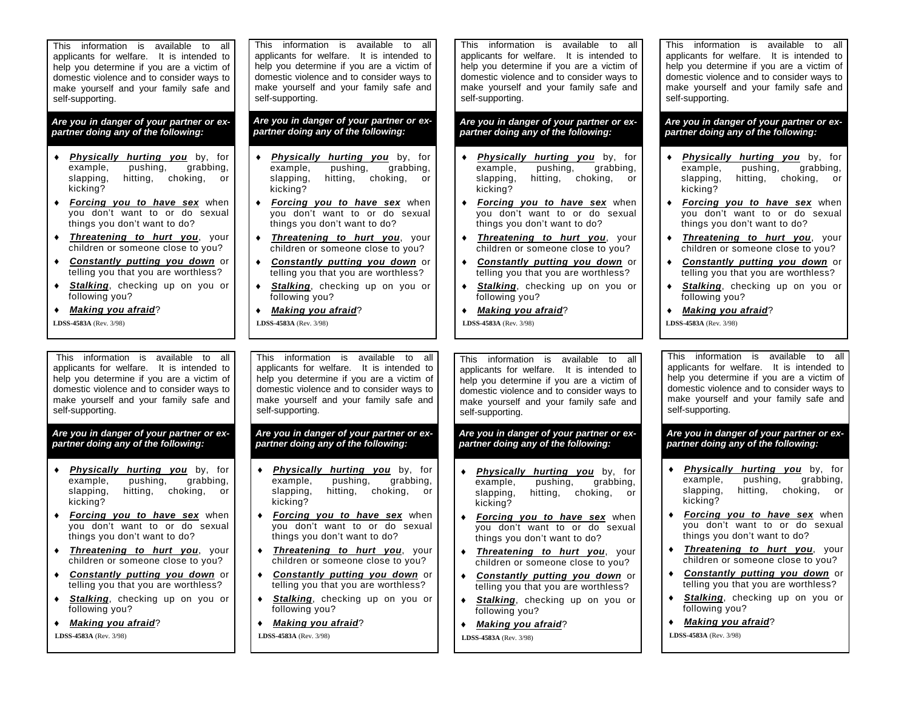This information is available to all applicants for welfare. It is intended to help you determine if you are a victim of domestic violence and to consider ways to make yourself and your family safe and self-supporting.

***Are you in danger of your partner or ex-partner doing any of the following:***

- ***Physically hurting you*** by, for example, pushing, grabbing, slapping, hitting, choking, or kicking?
- ***Forcing you to have sex*** when you don't want to or do sexual things you don't want to do?
- ***Threatening to hurt you***, your children or someone close to you?
- ***Constantly putting you down*** or telling you that you are worthless?
- ***Stalking***, checking up on you or following you?
- ***Making you afraid***?

**LDSS-4583A** (Rev. 3/98)

---

This information is available to all applicants for welfare. It is intended to help you determine if you are a victim of domestic violence and to consider ways to make yourself and your family safe and self-supporting.

***Are you in danger of your partner or ex-partner doing any of the following:***

- ***Physically hurting you*** by, for example, pushing, grabbing, slapping, hitting, choking, or kicking?
- ***Forcing you to have sex*** when you don't want to or do sexual things you don't want to do?
- ***Threatening to hurt you***, your children or someone close to you?
- ***Constantly putting you down*** or telling you that you are worthless?
- ***Stalking***, checking up on you or following you?
- ***Making you afraid***?

**LDSS-4583A** (Rev. 3/98)

---

This information is available to all applicants for welfare. It is intended to help you determine if you are a victim of domestic violence and to consider ways to make yourself and your family safe and self-supporting.

***Are you in danger of your partner or ex-partner doing any of the following:***

- ***Physically hurting you*** by, for example, pushing, grabbing, slapping, hitting, choking, or kicking?
- ***Forcing you to have sex*** when you don't want to or do sexual things you don't want to do?
- ***Threatening to hurt you***, your children or someone close to you?
- ***Constantly putting you down*** or telling you that you are worthless?
- ***Stalking***, checking up on you or following you?
- ***Making you afraid***?

**LDSS-4583A** (Rev. 3/98)

---

This information is available to all applicants for welfare. It is intended to help you determine if you are a victim of domestic violence and to consider ways to make yourself and your family safe and self-supporting.

***Are you in danger of your partner or ex-partner doing any of the following:***

- ***Physically hurting you*** by, for example, pushing, grabbing, slapping, hitting, choking, or kicking?
- ***Forcing you to have sex*** when you don't want to or do sexual things you don't want to do?
- ***Threatening to hurt you***, your children or someone close to you?
- ***Constantly putting you down*** or telling you that you are worthless?
- ***Stalking***, checking up on you or following you?
- ***Making you afraid***?

**LDSS-4583A** (Rev. 3/98)

---

This information is available to all applicants for welfare. It is intended to help you determine if you are a victim of domestic violence and to consider ways to make yourself and your family safe and self-supporting.

***Are you in danger of your partner or ex-partner doing any of the following:***

- ***Physically hurting you*** by, for example, pushing, grabbing, slapping, hitting, choking, or kicking?
- ***Forcing you to have sex*** when you don't want to or do sexual things you don't want to do?
- ***Threatening to hurt you***, your children or someone close to you?
- ***Constantly putting you down*** or telling you that you are worthless?
- ***Stalking***, checking up on you or following you?
- ***Making you afraid***?

**LDSS-4583A** (Rev. 3/98)

---

This information is available to all applicants for welfare. It is intended to help you determine if you are a victim of domestic violence and to consider ways to make yourself and your family safe and self-supporting.

***Are you in danger of your partner or ex-partner doing any of the following:***

- ***Physically hurting you*** by, for example, pushing, grabbing, slapping, hitting, choking, or kicking?
- ***Forcing you to have sex*** when you don't want to or do sexual things you don't want to do?
- ***Threatening to hurt you***, your children or someone close to you?
- ***Constantly putting you down*** or telling you that you are worthless?
- ***Stalking***, checking up on you or following you?
- ***Making you afraid***?

**LDSS-4583A** (Rev. 3/98)

---

This information is available to all applicants for welfare. It is intended to help you determine if you are a victim of domestic violence and to consider ways to make yourself and your family safe and self-supporting.

***Are you in danger of your partner or ex-partner doing any of the following:***

- ***Physically hurting you*** by, for example, pushing, grabbing, slapping, hitting, choking, or kicking?
- ***Forcing you to have sex*** when you don't want to or do sexual things you don't want to do?
- ***Threatening to hurt you***, your children or someone close to you?
- ***Constantly putting you down*** or telling you that you are worthless?
- ***Stalking***, checking up on you or following you?
- ***Making you afraid***?

**LDSS-4583A** (Rev. 3/98)

---

This information is available to all applicants for welfare. It is intended to help you determine if you are a victim of domestic violence and to consider ways to make yourself and your family safe and self-supporting.

***Are you in danger of your partner or ex-partner doing any of the following:***

- ***Physically hurting you*** by, for example, pushing, grabbing, slapping, hitting, choking, or kicking?
- ***Forcing you to have sex*** when you don't want to or do sexual things you don't want to do?
- ***Threatening to hurt you***, your children or someone close to you?
- ***Constantly putting you down*** or telling you that you are worthless?
- ***Stalking***, checking up on you or following you?
- ***Making you afraid***?

**LDSS-4583A** (Rev. 3/98)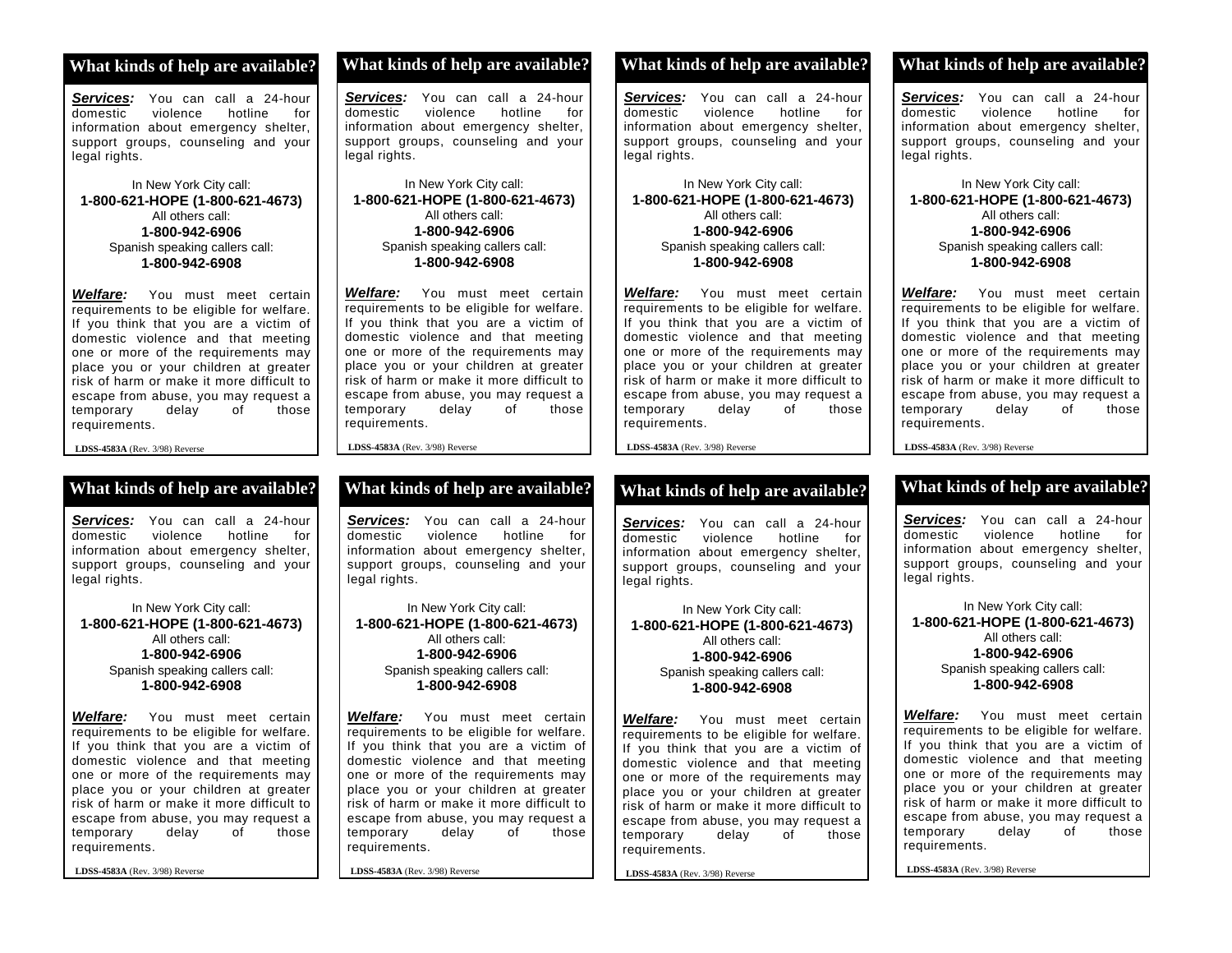## What kinds of help are available?

***Services:*** You can call a 24-hour domestic violence hotline for information about emergency shelter, support groups, counseling and your legal rights.

In New York City call:
**1-800-621-HOPE (1-800-621-4673)**
All others call:
**1-800-942-6906**
Spanish speaking callers call:
**1-800-942-6908**

***Welfare:*** You must meet certain requirements to be eligible for welfare. If you think that you are a victim of domestic violence and that meeting one or more of the requirements may place you or your children at greater risk of harm or make it more difficult to escape from abuse, you may request a temporary delay of those requirements.

**LDSS-4583A** (Rev. 3/98) Reverse

## What kinds of help are available?

***Services:*** You can call a 24-hour domestic violence hotline for information about emergency shelter, support groups, counseling and your legal rights.

In New York City call:
**1-800-621-HOPE (1-800-621-4673)**
All others call:
**1-800-942-6906**
Spanish speaking callers call:
**1-800-942-6908**

***Welfare:*** You must meet certain requirements to be eligible for welfare. If you think that you are a victim of domestic violence and that meeting one or more of the requirements may place you or your children at greater risk of harm or make it more difficult to escape from abuse, you may request a temporary delay of those requirements.

**LDSS-4583A** (Rev. 3/98) Reverse

## What kinds of help are available?

***Services:*** You can call a 24-hour domestic violence hotline for information about emergency shelter, support groups, counseling and your legal rights.

In New York City call:
**1-800-621-HOPE (1-800-621-4673)**
All others call:
**1-800-942-6906**
Spanish speaking callers call:
**1-800-942-6908**

***Welfare:*** You must meet certain requirements to be eligible for welfare. If you think that you are a victim of domestic violence and that meeting one or more of the requirements may place you or your children at greater risk of harm or make it more difficult to escape from abuse, you may request a temporary delay of those requirements.

**LDSS-4583A** (Rev. 3/98) Reverse

## What kinds of help are available?

***Services:*** You can call a 24-hour domestic violence hotline for information about emergency shelter, support groups, counseling and your legal rights.

In New York City call:
**1-800-621-HOPE (1-800-621-4673)**
All others call:
**1-800-942-6906**
Spanish speaking callers call:
**1-800-942-6908**

***Welfare:*** You must meet certain requirements to be eligible for welfare. If you think that you are a victim of domestic violence and that meeting one or more of the requirements may place you or your children at greater risk of harm or make it more difficult to escape from abuse, you may request a temporary delay of those requirements.

**LDSS-4583A** (Rev. 3/98) Reverse

## What kinds of help are available?

***Services:*** You can call a 24-hour domestic violence hotline for information about emergency shelter, support groups, counseling and your legal rights.

In New York City call:
**1-800-621-HOPE (1-800-621-4673)**
All others call:
**1-800-942-6906**
Spanish speaking callers call:
**1-800-942-6908**

***Welfare:*** You must meet certain requirements to be eligible for welfare. If you think that you are a victim of domestic violence and that meeting one or more of the requirements may place you or your children at greater risk of harm or make it more difficult to escape from abuse, you may request a temporary delay of those requirements.

**LDSS-4583A** (Rev. 3/98) Reverse

## What kinds of help are available?

***Services:*** You can call a 24-hour domestic violence hotline for information about emergency shelter, support groups, counseling and your legal rights.

In New York City call:
**1-800-621-HOPE (1-800-621-4673)**
All others call:
**1-800-942-6906**
Spanish speaking callers call:
**1-800-942-6908**

***Welfare:*** You must meet certain requirements to be eligible for welfare. If you think that you are a victim of domestic violence and that meeting one or more of the requirements may place you or your children at greater risk of harm or make it more difficult to escape from abuse, you may request a temporary delay of those requirements.

**LDSS-4583A** (Rev. 3/98) Reverse

## What kinds of help are available?

***Services:*** You can call a 24-hour domestic violence hotline for information about emergency shelter, support groups, counseling and your legal rights.

In New York City call:
**1-800-621-HOPE (1-800-621-4673)**
All others call:
**1-800-942-6906**
Spanish speaking callers call:
**1-800-942-6908**

***Welfare:*** You must meet certain requirements to be eligible for welfare. If you think that you are a victim of domestic violence and that meeting one or more of the requirements may place you or your children at greater risk of harm or make it more difficult to escape from abuse, you may request a temporary delay of those requirements.

**LDSS-4583A** (Rev. 3/98) Reverse

## What kinds of help are available?

***Services:*** You can call a 24-hour domestic violence hotline for information about emergency shelter, support groups, counseling and your legal rights.

In New York City call:
**1-800-621-HOPE (1-800-621-4673)**
All others call:
**1-800-942-6906**
Spanish speaking callers call:
**1-800-942-6908**

***Welfare:*** You must meet certain requirements to be eligible for welfare. If you think that you are a victim of domestic violence and that meeting one or more of the requirements may place you or your children at greater risk of harm or make it more difficult to escape from abuse, you may request a temporary delay of those requirements.

**LDSS-4583A** (Rev. 3/98) Reverse